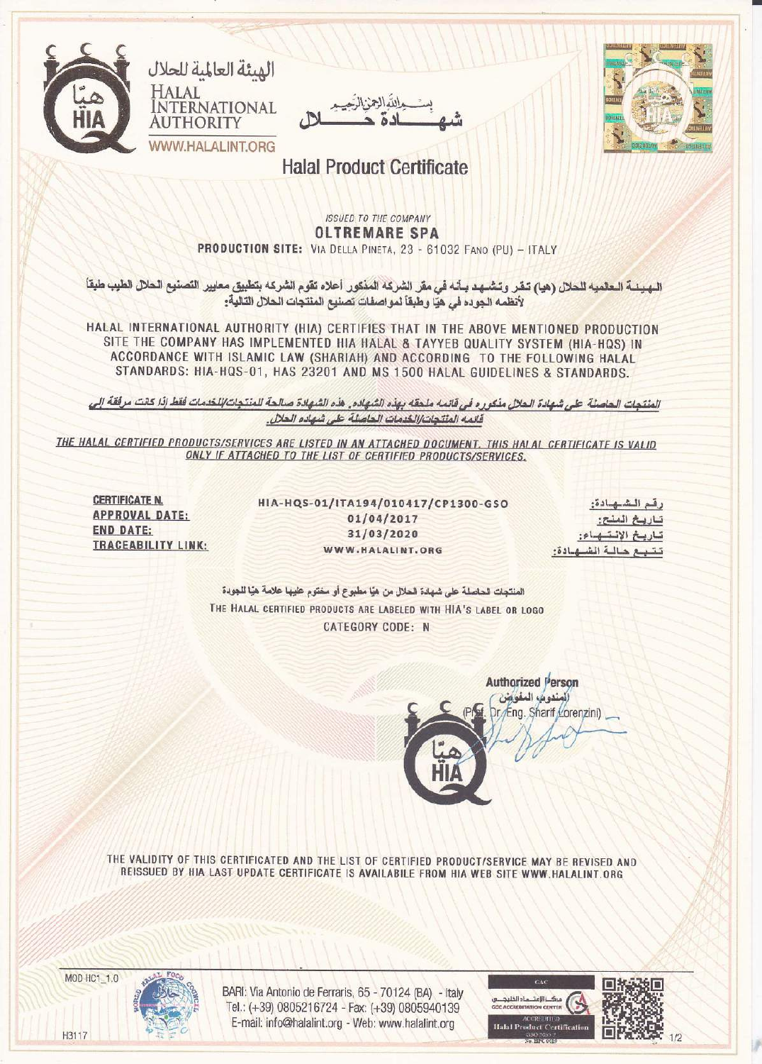الهيئة العالمية للحلال
HALAL INTERNATIONAL AUTHORITY
WWW.HALALINT.ORG

بسم الله الرحمن الرحيم
# شهادة حلال
## Halal Product Certificate

*ISSUED TO THE COMPANY*
**OLTREMARE SPA**
**PRODUCTION SITE:** VIA DELLA PINETA, 23 - 61032 FANO (PU) – ITALY

الهيئة العالميه للحلال (هيا) تقر وتشهد بأنه في مقر الشركه المذكور أعلاه تقوم الشركه بتطبيق معايير التصنيع الحلال الطيب طبقاً لأنظمه الجوده في هيّا وطبقاً لمواصفات تصنيع المنتجات الحلال التالية:

HALAL INTERNATIONAL AUTHORITY (HIA) CERTIFIES THAT IN THE ABOVE MENTIONED PRODUCTION SITE THE COMPANY HAS IMPLEMENTED HIA HALAL & TAYYEB QUALITY SYSTEM (HIA-HQS) IN ACCORDANCE WITH ISLAMIC LAW (SHARIAH) AND ACCORDING TO THE FOLLOWING HALAL STANDARDS: HIA-HQS-01, HAS 23201 AND MS 1500 HALAL GUIDELINES & STANDARDS.

المنتجات الحاصلة على شهادة الحلال مذكوره في قائمه ملحقه بهذه الشهاده. هذه الشهادة صالحة للمنتجات/للخدمات فقط إذا كانت مرفقة إلى قائمه المنتجات/الخدمات الحاصلة على شهاده الحلال.

THE HALAL CERTIFIED PRODUCTS/SERVICES ARE LISTED IN AN ATTACHED DOCUMENT. THIS HALAL CERTIFICATE IS VALID ONLY IF ATTACHED TO THE LIST OF CERTIFIED PRODUCTS/SERVICES.

| | | |
|---|---|---|
| **CERTIFICATE N.** | HIA-HQS-01/ITA194/010417/CP1300-GSO | رقم الشهادة: |
| **APPROVAL DATE:** | 01/04/2017 | تاريخ المنح: |
| **END DATE:** | 31/03/2020 | تاريخ الإنتهاء: |
| **TRACEABILITY LINK:** | WWW.HALALINT.ORG | تتبع حالة الشهادة: |

المنتجات الحاصلة على شهادة الحلال من هيّا مطبوع أو مختوم عليها علامة هيّا للجودة

THE HALAL CERTIFIED PRODUCTS ARE LABELED WITH HIA'S LABEL OR LOGO

CATEGORY CODE: N

**Authorized Person**
المندوب المفوض
(Prof. Dr. Eng. Sharif Lorenzini)

THE VALIDITY OF THIS CERTIFICATED AND THE LIST OF CERTIFIED PRODUCT/SERVICE MAY BE REVISED AND REISSUED BY HIA LAST UPDATE CERTIFICATE IS AVAILABILE FROM HIA WEB SITE WWW.HALALINT.ORG

MOD HC1_1.0

BARI: Via Antonio de Ferraris, 65 - 70124 (BA) - Italy
Tel.: (+39) 0805216724 - Fax: (+39) 0805940139
E-mail: info@halalint.org - Web: www.halalint.org

H3117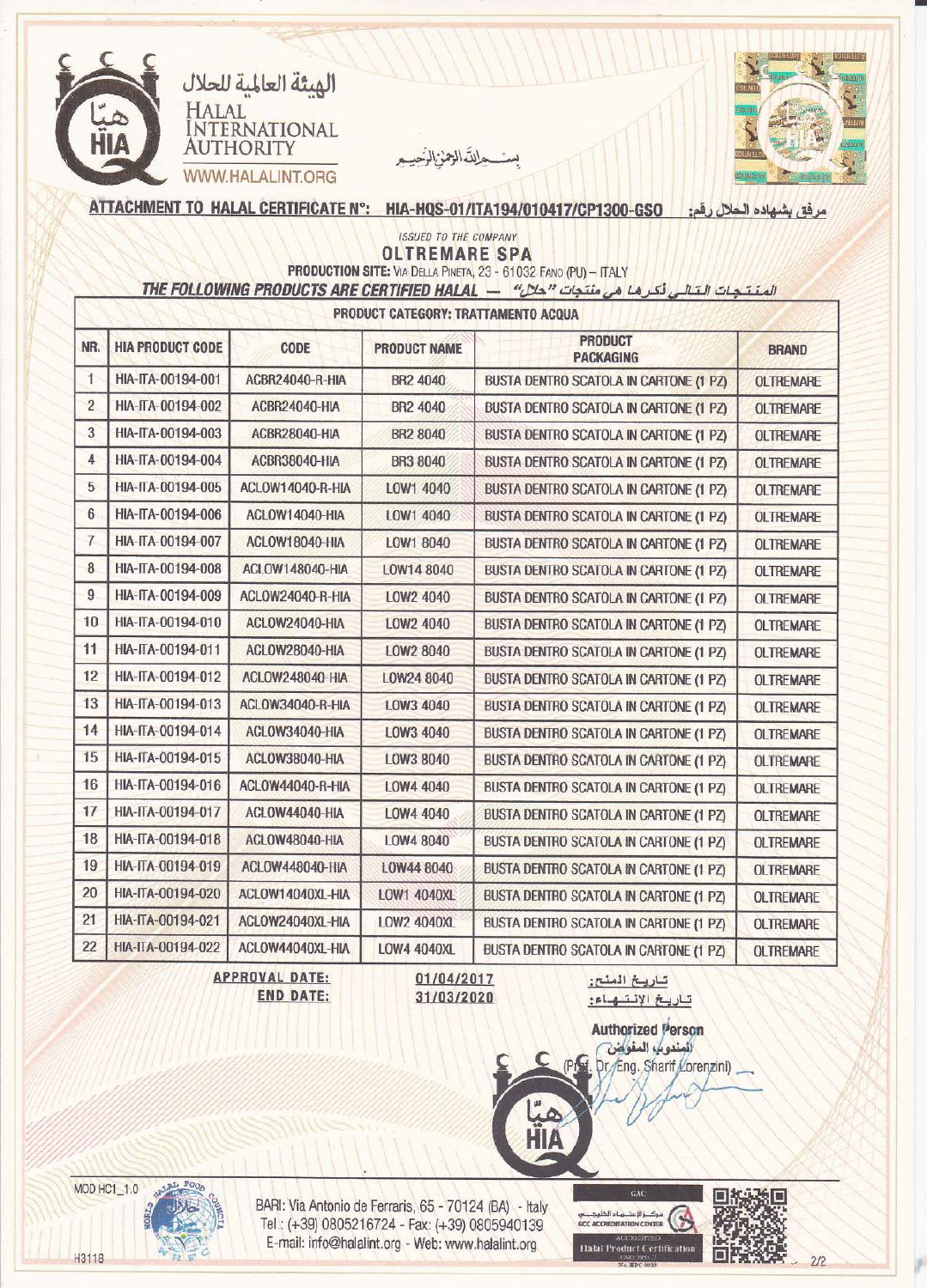الهيئة العالمية للحلال

HALAL INTERNATIONAL AUTHORITY

WWW.HALALINT.ORG

بسم الله الرحمن الرحيم

**ATTACHMENT TO HALAL CERTIFICATE N°: HIA-HQS-01/ITA194/010417/CP1300-GSO** مرفق بشهادة الحلال رقم:

*ISSUED TO THE COMPANY*

**OLTREMARE SPA**

**PRODUCTION SITE:** VIA DELLA PINETA, 23 - 61032 FANO (PU) – ITALY

***THE FOLLOWING PRODUCTS ARE CERTIFIED HALAL*** — المنتجات التالي ذكرها هي منتجات "حلال"

**PRODUCT CATEGORY: TRATTAMENTO ACQUA**

| NR. | HIA PRODUCT CODE | CODE | PRODUCT NAME | PRODUCT PACKAGING | BRAND |
|---|---|---|---|---|---|
| 1 | HIA-ITA-00194-001 | ACBR24040-R-HIA | BR2 4040 | BUSTA DENTRO SCATOLA IN CARTONE (1 PZ) | OLTREMARE |
| 2 | HIA-ITA-00194-002 | ACBR24040-HIA | BR2 4040 | BUSTA DENTRO SCATOLA IN CARTONE (1 PZ) | OLTREMARE |
| 3 | HIA-ITA-00194-003 | ACBR28040-HIA | BR2 8040 | BUSTA DENTRO SCATOLA IN CARTONE (1 PZ) | OLTREMARE |
| 4 | HIA-ITA-00194-004 | ACBR38040-HIA | BR3 8040 | BUSTA DENTRO SCATOLA IN CARTONE (1 PZ) | OLTREMARE |
| 5 | HIA-ITA-00194-005 | ACLOW14040-R-HIA | LOW1 4040 | BUSTA DENTRO SCATOLA IN CARTONE (1 PZ) | OLTREMARE |
| 6 | HIA-ITA-00194-006 | ACLOW14040-HIA | LOW1 4040 | BUSTA DENTRO SCATOLA IN CARTONE (1 PZ) | OLTREMARE |
| 7 | HIA-ITA-00194-007 | ACLOW18040-HIA | LOW1 8040 | BUSTA DENTRO SCATOLA IN CARTONE (1 PZ) | OLTREMARE |
| 8 | HIA-ITA-00194-008 | ACLOW148040-HIA | LOW14 8040 | BUSTA DENTRO SCATOLA IN CARTONE (1 PZ) | OLTREMARE |
| 9 | HIA-ITA-00194-009 | ACLOW24040-R-HIA | LOW2 4040 | BUSTA DENTRO SCATOLA IN CARTONE (1 PZ) | OLTREMARE |
| 10 | HIA-ITA-00194-010 | ACLOW24040-HIA | LOW2 4040 | BUSTA DENTRO SCATOLA IN CARTONE (1 PZ) | OLTREMARE |
| 11 | HIA-ITA-00194-011 | ACLOW28040-HIA | LOW2 8040 | BUSTA DENTRO SCATOLA IN CARTONE (1 PZ) | OLTREMARE |
| 12 | HIA-ITA-00194-012 | ACLOW248040-HIA | LOW24 8040 | BUSTA DENTRO SCATOLA IN CARTONE (1 PZ) | OLTREMARE |
| 13 | HIA-ITA-00194-013 | ACLOW34040-R-HIA | LOW3 4040 | BUSTA DENTRO SCATOLA IN CARTONE (1 PZ) | OLTREMARE |
| 14 | HIA-ITA-00194-014 | ACLOW34040-HIA | LOW3 4040 | BUSTA DENTRO SCATOLA IN CARTONE (1 PZ) | OLTREMARE |
| 15 | HIA-ITA-00194-015 | ACLOW38040-HIA | LOW3 8040 | BUSTA DENTRO SCATOLA IN CARTONE (1 PZ) | OLTREMARE |
| 16 | HIA-ITA-00194-016 | ACLOW44040-R-HIA | LOW4 4040 | BUSTA DENTRO SCATOLA IN CARTONE (1 PZ) | OLTREMARE |
| 17 | HIA-ITA-00194-017 | ACLOW44040-HIA | LOW4 4040 | BUSTA DENTRO SCATOLA IN CARTONE (1 PZ) | OLTREMARE |
| 18 | HIA-ITA-00194-018 | ACLOW48040-HIA | LOW4 8040 | BUSTA DENTRO SCATOLA IN CARTONE (1 PZ) | OLTREMARE |
| 19 | HIA-ITA-00194-019 | ACLOW448040-HIA | LOW44 8040 | BUSTA DENTRO SCATOLA IN CARTONE (1 PZ) | OLTREMARE |
| 20 | HIA-ITA-00194-020 | ACLOW14040XL-HIA | LOW1 4040XL | BUSTA DENTRO SCATOLA IN CARTONE (1 PZ) | OLTREMARE |
| 21 | HIA-ITA-00194-021 | ACLOW24040XL-HIA | LOW2 4040XL | BUSTA DENTRO SCATOLA IN CARTONE (1 PZ) | OLTREMARE |
| 22 | HIA-ITA-00194-022 | ACLOW44040XL-HIA | LOW4 4040XL | BUSTA DENTRO SCATOLA IN CARTONE (1 PZ) | OLTREMARE |

**APPROVAL DATE:** 01/04/2017 :تاريخ المنح

**END DATE:** 31/03/2020 :تاريخ الإنتهاء

**Authorized Person**

المندوب المفوض

(Prof. Dr. Eng. Sharif Lorenzini)

MOD HC1_1.0

BARI: Via Antonio de Ferraris, 65 - 70124 (BA) - Italy
Tel.: (+39) 0805216724 - Fax: (+39) 0805940139
E-mail: info@halalint.org - Web: www.halalint.org

H3118